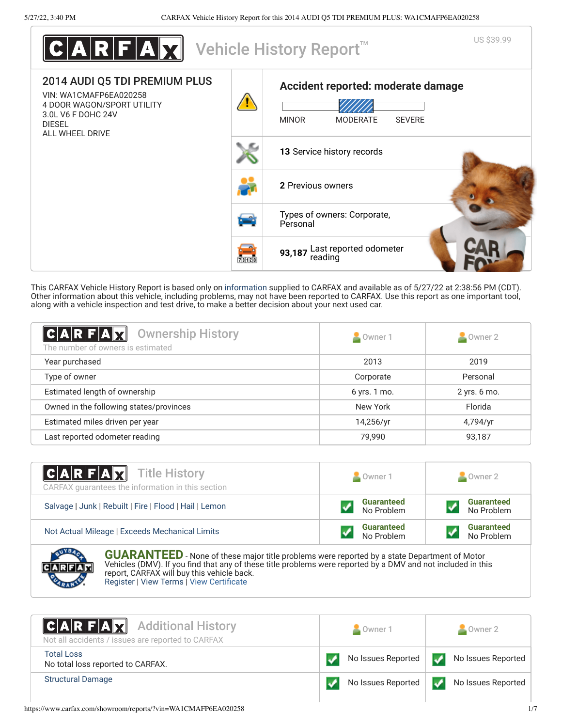# CARFAX Vehicle History Report™

US $39.99

## 2014 AUDI Q5 TDI PREMIUM PLUS

VIN: WA1CMAFP6EA020258
4 DOOR WAGON/SPORT UTILITY
3.0L V6 F DOHC 24V
DIESEL
ALL WHEEL DRIVE

**Accident reported: moderate damage**

MINOR | MODERATE | SEVERE

**13** Service history records

**2** Previous owners

Types of owners: Corporate, Personal

**93,187** Last reported odometer reading

This CARFAX Vehicle History Report is based only on information supplied to CARFAX and available as of 5/27/22 at 2:38:56 PM (CDT). Other information about this vehicle, including problems, may not have been reported to CARFAX. Use this report as one important tool, along with a vehicle inspection and test drive, to make a better decision about your next used car.

## Ownership History

The number of owners is estimated

| | Owner 1 | Owner 2 |
|---|---|---|
| Year purchased | 2013 | 2019 |
| Type of owner | Corporate | Personal |
| Estimated length of ownership | 6 yrs. 1 mo. | 2 yrs. 6 mo. |
| Owned in the following states/provinces | New York | Florida |
| Estimated miles driven per year | 14,256/yr | 4,794/yr |
| Last reported odometer reading | 79,990 | 93,187 |

## Title History

CARFAX guarantees the information in this section

| | Owner 1 | Owner 2 |
|---|---|---|
| Salvage \| Junk \| Rebuilt \| Fire \| Flood \| Hail \| Lemon | Guaranteed No Problem | Guaranteed No Problem |
| Not Actual Mileage \| Exceeds Mechanical Limits | Guaranteed No Problem | Guaranteed No Problem |

**GUARANTEED** - None of these major title problems were reported by a state Department of Motor Vehicles (DMV). If you find that any of these title problems were reported by a DMV and not included in this report, CARFAX will buy this vehicle back.
Register | View Terms | View Certificate

## Additional History

Not all accidents / issues are reported to CARFAX

| | Owner 1 | Owner 2 |
|---|---|---|
| Total Loss<br>No total loss reported to CARFAX. | No Issues Reported | No Issues Reported |
| Structural Damage | No Issues Reported | No Issues Reported |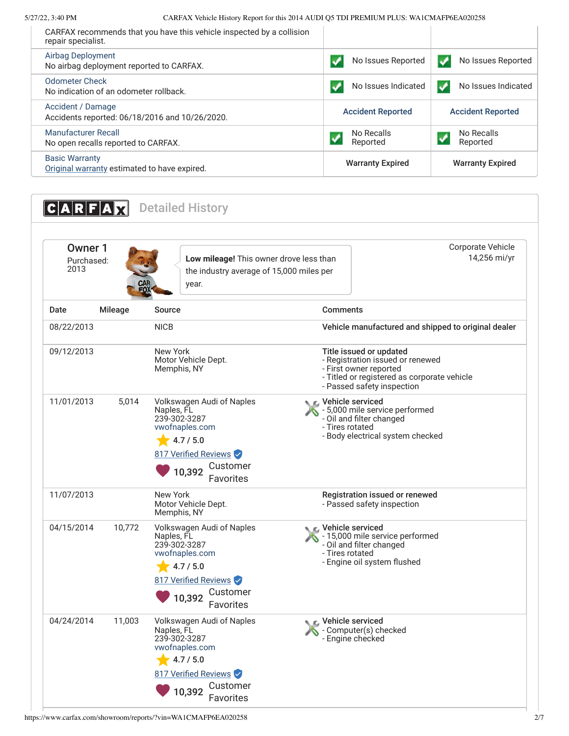| | | |
|---|---|---|
| CARFAX recommends that you have this vehicle inspected by a collision repair specialist. | | |
| **Airbag Deployment**<br>No airbag deployment reported to CARFAX. | No Issues Reported | No Issues Reported |
| **Odometer Check**<br>No indication of an odometer rollback. | No Issues Indicated | No Issues Indicated |
| **Accident / Damage**<br>Accidents reported: 06/18/2016 and 10/26/2020. | Accident Reported | Accident Reported |
| **Manufacturer Recall**<br>No open recalls reported to CARFAX. | No Recalls Reported | No Recalls Reported |
| **Basic Warranty**<br>Original warranty estimated to have expired. | Warranty Expired | Warranty Expired |

## CARFAX Detailed History

### Owner 1

Purchased: 2013

**Low mileage!** This owner drove less than the industry average of 15,000 miles per year.

Corporate Vehicle
14,256 mi/yr

| Date | Mileage | Source | Comments |
|---|---|---|---|
| 08/22/2013 | | NICB | **Vehicle manufactured and shipped to original dealer** |
| 09/12/2013 | | New York Motor Vehicle Dept. Memphis, NY | **Title issued or updated**<br>- Registration issued or renewed<br>- First owner reported<br>- Titled or registered as corporate vehicle<br>- Passed safety inspection |
| 11/01/2013 | 5,014 | Volkswagen Audi of Naples<br>Naples, FL<br>239-302-3287<br>vwofnaples.com<br>4.7 / 5.0<br>817 Verified Reviews<br>10,392 Customer Favorites | **Vehicle serviced**<br>- 5,000 mile service performed<br>- Oil and filter changed<br>- Tires rotated<br>- Body electrical system checked |
| 11/07/2013 | | New York Motor Vehicle Dept. Memphis, NY | **Registration issued or renewed**<br>- Passed safety inspection |
| 04/15/2014 | 10,772 | Volkswagen Audi of Naples<br>Naples, FL<br>239-302-3287<br>vwofnaples.com<br>4.7 / 5.0<br>817 Verified Reviews<br>10,392 Customer Favorites | **Vehicle serviced**<br>- 15,000 mile service performed<br>- Oil and filter changed<br>- Tires rotated<br>- Engine oil system flushed |
| 04/24/2014 | 11,003 | Volkswagen Audi of Naples<br>Naples, FL<br>239-302-3287<br>vwofnaples.com<br>4.7 / 5.0<br>817 Verified Reviews<br>10,392 Customer Favorites | **Vehicle serviced**<br>- Computer(s) checked<br>- Engine checked |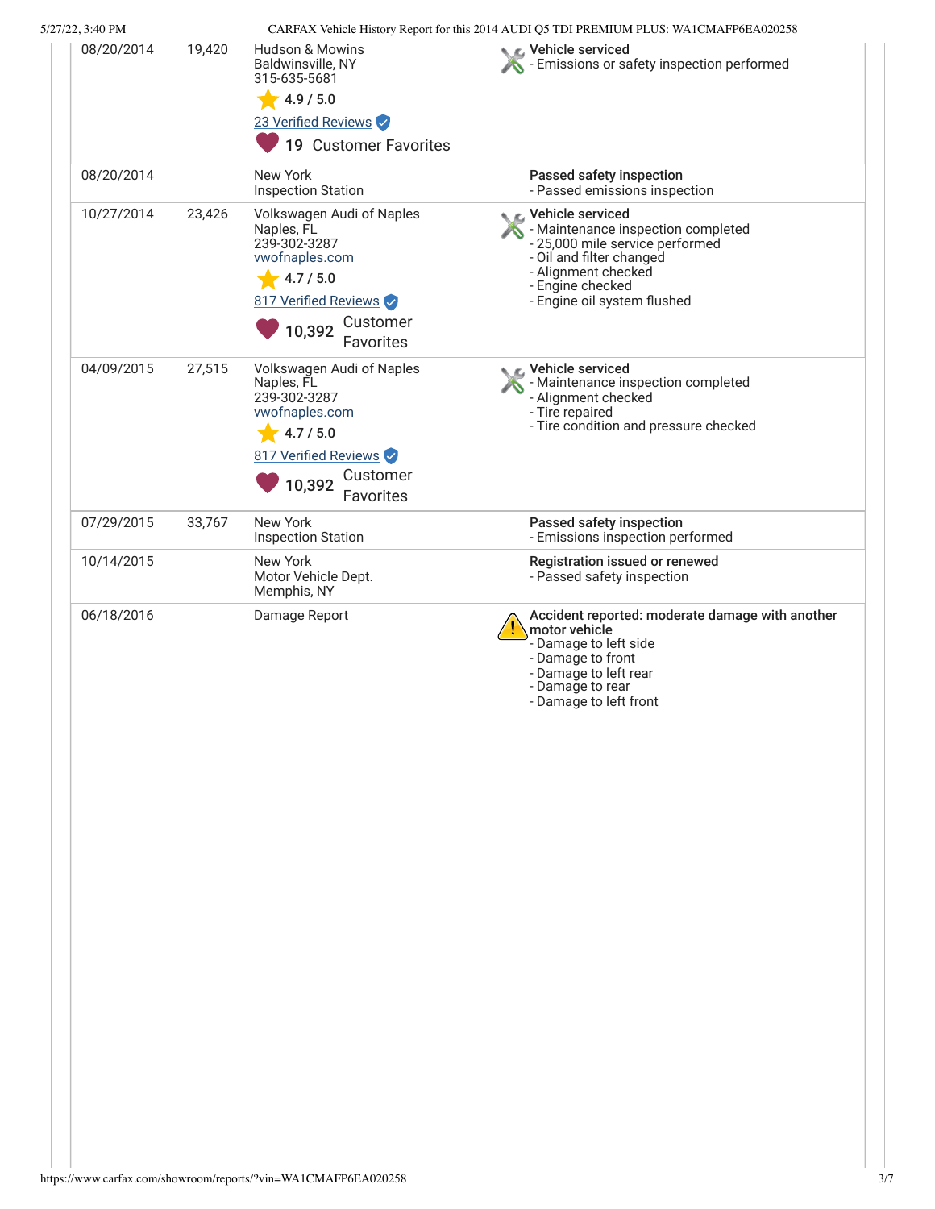| Date | Mileage | Source | Comments |
|---|---|---|---|
| 08/20/2014 | 19,420 | Hudson & Mowins<br>Baldwinsville, NY<br>315-635-5681<br>4.9 / 5.0<br>23 Verified Reviews<br>19 Customer Favorites | **Vehicle serviced**<br>- Emissions or safety inspection performed |
| 08/20/2014 | | New York<br>Inspection Station | **Passed safety inspection**<br>- Passed emissions inspection |
| 10/27/2014 | 23,426 | Volkswagen Audi of Naples<br>Naples, FL<br>239-302-3287<br>vwofnaples.com<br>4.7 / 5.0<br>817 Verified Reviews<br>10,392 Customer Favorites | **Vehicle serviced**<br>- Maintenance inspection completed<br>- 25,000 mile service performed<br>- Oil and filter changed<br>- Alignment checked<br>- Engine checked<br>- Engine oil system flushed |
| 04/09/2015 | 27,515 | Volkswagen Audi of Naples<br>Naples, FL<br>239-302-3287<br>vwofnaples.com<br>4.7 / 5.0<br>817 Verified Reviews<br>10,392 Customer Favorites | **Vehicle serviced**<br>- Maintenance inspection completed<br>- Alignment checked<br>- Tire repaired<br>- Tire condition and pressure checked |
| 07/29/2015 | 33,767 | New York<br>Inspection Station | **Passed safety inspection**<br>- Emissions inspection performed |
| 10/14/2015 | | New York<br>Motor Vehicle Dept.<br>Memphis, NY | **Registration issued or renewed**<br>- Passed safety inspection |
| 06/18/2016 | | Damage Report | **Accident reported: moderate damage with another motor vehicle**<br>- Damage to left side<br>- Damage to front<br>- Damage to left rear<br>- Damage to rear<br>- Damage to left front |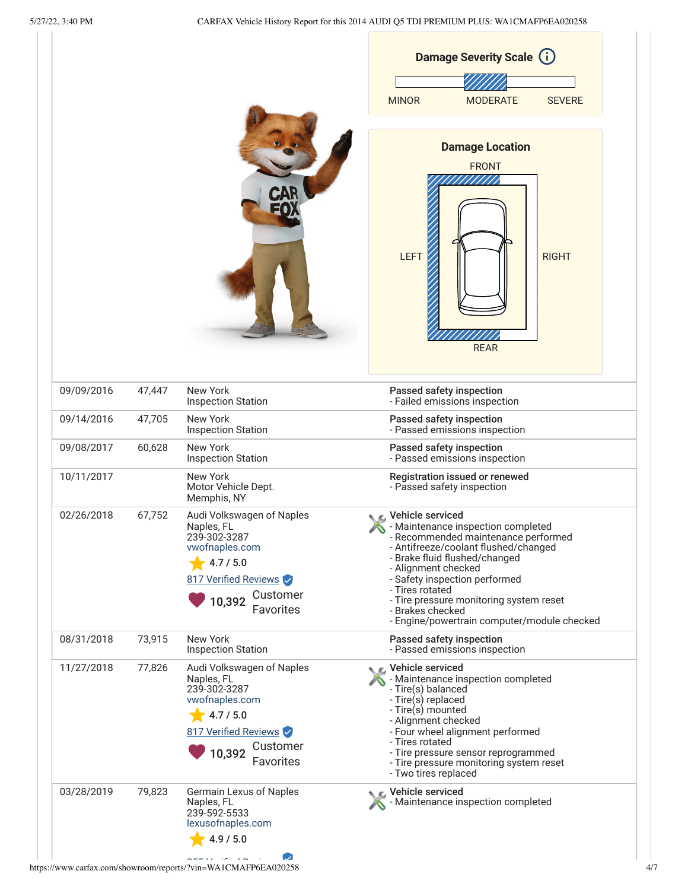**Damage Severity Scale**

MINOR | MODERATE | SEVERE

**Damage Location**

FRONT

LEFT | RIGHT

REAR

| Date | Mileage | Source | Comments |
|---|---|---|---|
| 09/09/2016 | 47,447 | New York<br>Inspection Station | **Passed safety inspection**<br>- Failed emissions inspection |
| 09/14/2016 | 47,705 | New York<br>Inspection Station | **Passed safety inspection**<br>- Passed emissions inspection |
| 09/08/2017 | 60,628 | New York<br>Inspection Station | **Passed safety inspection**<br>- Passed emissions inspection |
| 10/11/2017 | | New York<br>Motor Vehicle Dept.<br>Memphis, NY | **Registration issued or renewed**<br>- Passed safety inspection |
| 02/26/2018 | 67,752 | Audi Volkswagen of Naples<br>Naples, FL<br>239-302-3287<br>vwofnaples.com<br>4.7 / 5.0<br>817 Verified Reviews<br>10,392 Customer Favorites | **Vehicle serviced**<br>- Maintenance inspection completed<br>- Recommended maintenance performed<br>- Antifreeze/coolant flushed/changed<br>- Brake fluid flushed/changed<br>- Alignment checked<br>- Safety inspection performed<br>- Tires rotated<br>- Tire pressure monitoring system reset<br>- Brakes checked<br>- Engine/powertrain computer/module checked |
| 08/31/2018 | 73,915 | New York<br>Inspection Station | **Passed safety inspection**<br>- Passed emissions inspection |
| 11/27/2018 | 77,826 | Audi Volkswagen of Naples<br>Naples, FL<br>239-302-3287<br>vwofnaples.com<br>4.7 / 5.0<br>817 Verified Reviews<br>10,392 Customer Favorites | **Vehicle serviced**<br>- Maintenance inspection completed<br>- Tire(s) balanced<br>- Tire(s) replaced<br>- Tire(s) mounted<br>- Alignment checked<br>- Four wheel alignment performed<br>- Tires rotated<br>- Tire pressure sensor reprogrammed<br>- Tire pressure monitoring system reset<br>- Two tires replaced |
| 03/28/2019 | 79,823 | Germain Lexus of Naples<br>Naples, FL<br>239-592-5533<br>lexusofnaples.com<br>4.9 / 5.0 | **Vehicle serviced**<br>- Maintenance inspection completed |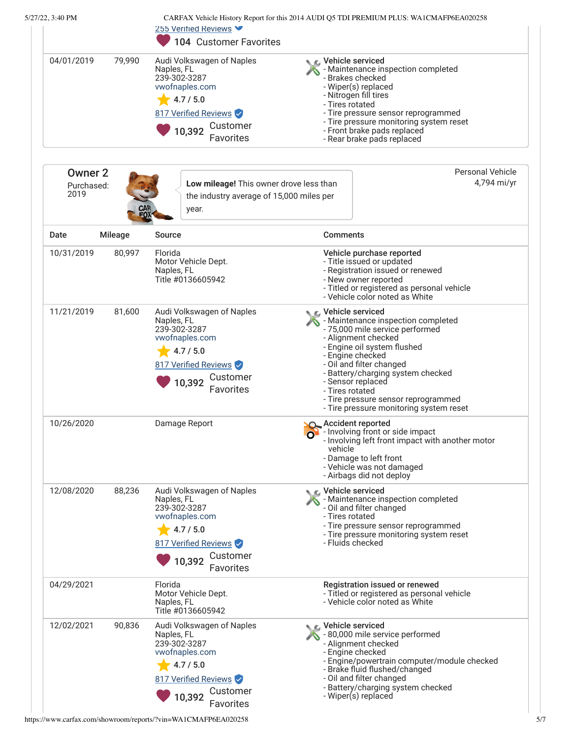255 Verified Reviews

104 Customer Favorites

| Date | Mileage | Source | Comments |
|---|---|---|---|
| 04/01/2019 | 79,990 | Audi Volkswagen of Naples<br>Naples, FL<br>239-302-3287<br>vwofnaples.com<br>4.7 / 5.0<br>817 Verified Reviews<br>10,392 Customer Favorites | **Vehicle serviced**<br>- Maintenance inspection completed<br>- Brakes checked<br>- Wiper(s) replaced<br>- Nitrogen fill tires<br>- Tires rotated<br>- Tire pressure sensor reprogrammed<br>- Tire pressure monitoring system reset<br>- Front brake pads replaced<br>- Rear brake pads replaced |

## Owner 2

Purchased: 2019

**Low mileage!** This owner drove less than the industry average of 15,000 miles per year.

Personal Vehicle
4,794 mi/yr

| Date | Mileage | Source | Comments |
|---|---|---|---|
| 10/31/2019 | 80,997 | Florida<br>Motor Vehicle Dept.<br>Naples, FL<br>Title #0136605942 | **Vehicle purchase reported**<br>- Title issued or updated<br>- Registration issued or renewed<br>- New owner reported<br>- Titled or registered as personal vehicle<br>- Vehicle color noted as White |
| 11/21/2019 | 81,600 | Audi Volkswagen of Naples<br>Naples, FL<br>239-302-3287<br>vwofnaples.com<br>4.7 / 5.0<br>817 Verified Reviews<br>10,392 Customer Favorites | **Vehicle serviced**<br>- Maintenance inspection completed<br>- 75,000 mile service performed<br>- Alignment checked<br>- Engine oil system flushed<br>- Engine checked<br>- Oil and filter changed<br>- Battery/charging system checked<br>- Sensor replaced<br>- Tires rotated<br>- Tire pressure sensor reprogrammed<br>- Tire pressure monitoring system reset |
| 10/26/2020 | | Damage Report | **Accident reported**<br>- Involving front or side impact<br>- Involving left front impact with another motor vehicle<br>- Damage to left front<br>- Vehicle was not damaged<br>- Airbags did not deploy |
| 12/08/2020 | 88,236 | Audi Volkswagen of Naples<br>Naples, FL<br>239-302-3287<br>vwofnaples.com<br>4.7 / 5.0<br>817 Verified Reviews<br>10,392 Customer Favorites | **Vehicle serviced**<br>- Maintenance inspection completed<br>- Oil and filter changed<br>- Tires rotated<br>- Tire pressure sensor reprogrammed<br>- Tire pressure monitoring system reset<br>- Fluids checked |
| 04/29/2021 | | Florida<br>Motor Vehicle Dept.<br>Naples, FL<br>Title #0136605942 | **Registration issued or renewed**<br>- Titled or registered as personal vehicle<br>- Vehicle color noted as White |
| 12/02/2021 | 90,836 | Audi Volkswagen of Naples<br>Naples, FL<br>239-302-3287<br>vwofnaples.com<br>4.7 / 5.0<br>817 Verified Reviews<br>10,392 Customer Favorites | **Vehicle serviced**<br>- 80,000 mile service performed<br>- Alignment checked<br>- Engine checked<br>- Engine/powertrain computer/module checked<br>- Brake fluid flushed/changed<br>- Oil and filter changed<br>- Battery/charging system checked<br>- Wiper(s) replaced |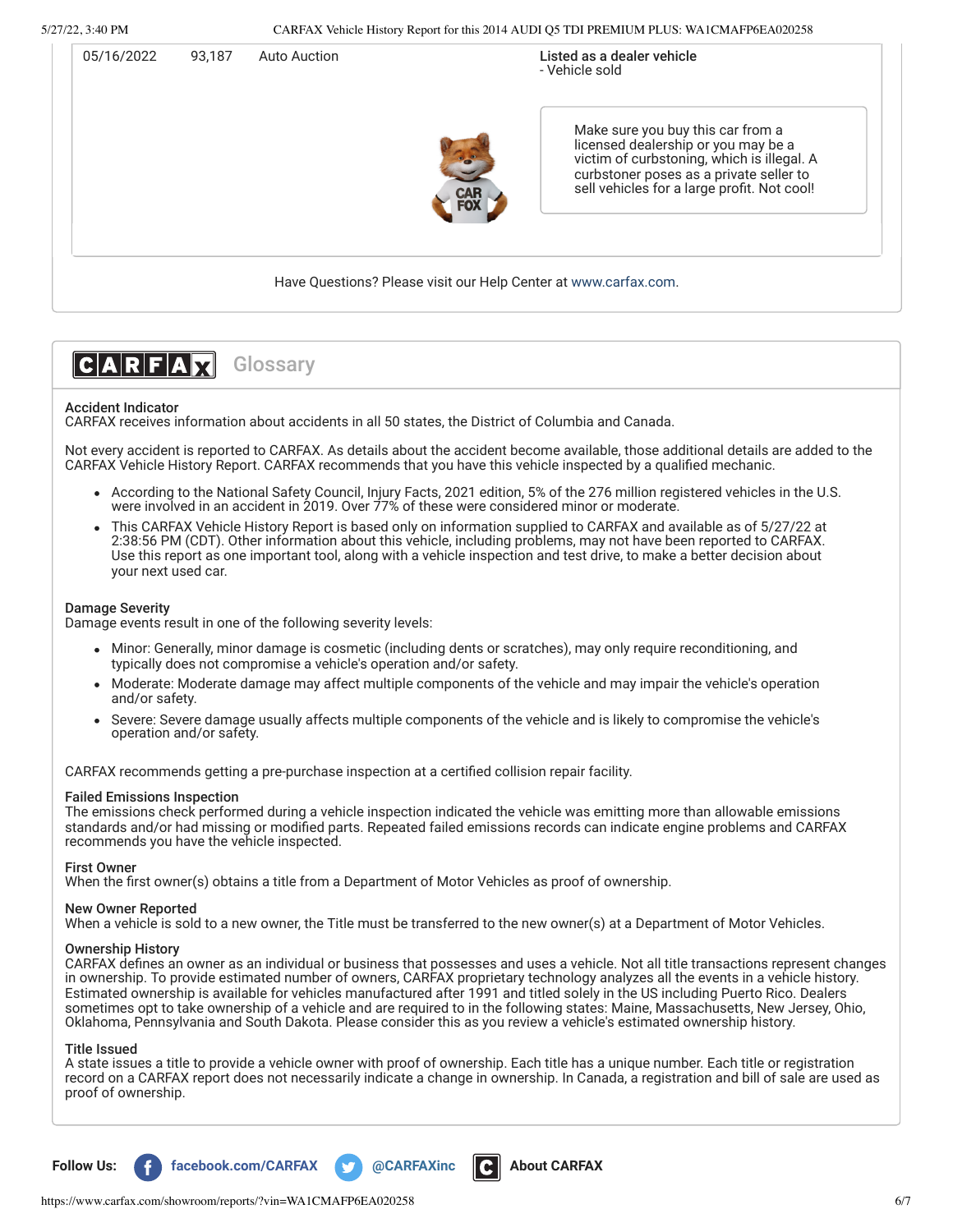| | | | |
|---|---|---|---|
| 05/16/2022 | 93,187 | Auto Auction | **Listed as a dealer vehicle**<br>- Vehicle sold |

Make sure you buy this car from a licensed dealership or you may be a victim of curbstoning, which is illegal. A curbstoner poses as a private seller to sell vehicles for a large profit. Not cool!

Have Questions? Please visit our Help Center at www.carfax.com.

## CARFAX Glossary

**Accident Indicator**
CARFAX receives information about accidents in all 50 states, the District of Columbia and Canada.

Not every accident is reported to CARFAX. As details about the accident become available, those additional details are added to the CARFAX Vehicle History Report. CARFAX recommends that you have this vehicle inspected by a qualified mechanic.

- According to the National Safety Council, Injury Facts, 2021 edition, 5% of the 276 million registered vehicles in the U.S. were involved in an accident in 2019. Over 77% of these were considered minor or moderate.
- This CARFAX Vehicle History Report is based only on information supplied to CARFAX and available as of 5/27/22 at 2:38:56 PM (CDT). Other information about this vehicle, including problems, may not have been reported to CARFAX. Use this report as one important tool, along with a vehicle inspection and test drive, to make a better decision about your next used car.

**Damage Severity**
Damage events result in one of the following severity levels:

- Minor: Generally, minor damage is cosmetic (including dents or scratches), may only require reconditioning, and typically does not compromise a vehicle's operation and/or safety.
- Moderate: Moderate damage may affect multiple components of the vehicle and may impair the vehicle's operation and/or safety.
- Severe: Severe damage usually affects multiple components of the vehicle and is likely to compromise the vehicle's operation and/or safety.

CARFAX recommends getting a pre-purchase inspection at a certified collision repair facility.

**Failed Emissions Inspection**
The emissions check performed during a vehicle inspection indicated the vehicle was emitting more than allowable emissions standards and/or had missing or modified parts. Repeated failed emissions records can indicate engine problems and CARFAX recommends you have the vehicle inspected.

**First Owner**
When the first owner(s) obtains a title from a Department of Motor Vehicles as proof of ownership.

**New Owner Reported**
When a vehicle is sold to a new owner, the Title must be transferred to the new owner(s) at a Department of Motor Vehicles.

**Ownership History**
CARFAX defines an owner as an individual or business that possesses and uses a vehicle. Not all title transactions represent changes in ownership. To provide estimated number of owners, CARFAX proprietary technology analyzes all the events in a vehicle history. Estimated ownership is available for vehicles manufactured after 1991 and titled solely in the US including Puerto Rico. Dealers sometimes opt to take ownership of a vehicle and are required to in the following states: Maine, Massachusetts, New Jersey, Ohio, Oklahoma, Pennsylvania and South Dakota. Please consider this as you review a vehicle's estimated ownership history.

**Title Issued**
A state issues a title to provide a vehicle owner with proof of ownership. Each title has a unique number. Each title or registration record on a CARFAX report does not necessarily indicate a change in ownership. In Canada, a registration and bill of sale are used as proof of ownership.

**Follow Us:** facebook.com/CARFAX @CARFAXinc **About CARFAX**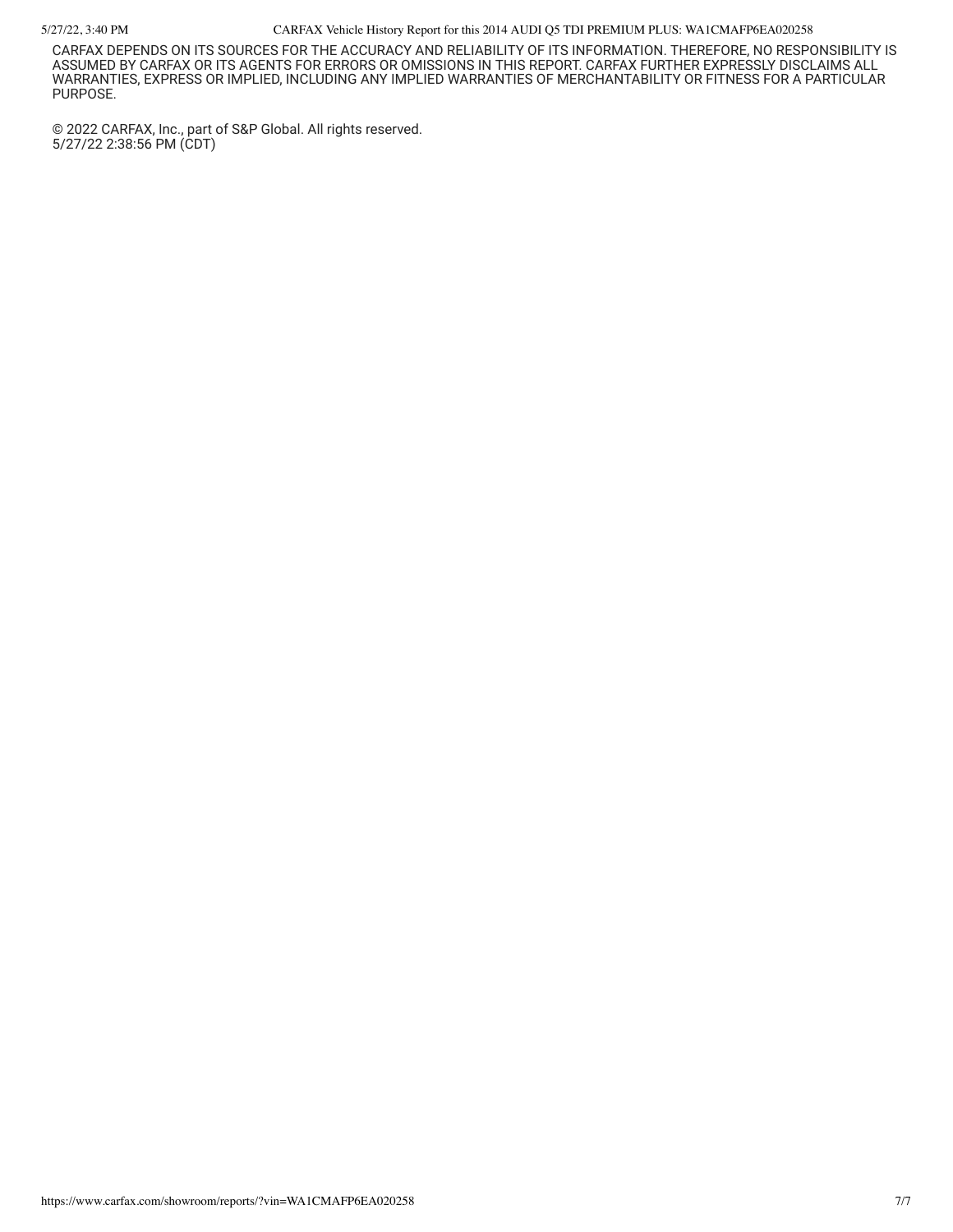CARFAX DEPENDS ON ITS SOURCES FOR THE ACCURACY AND RELIABILITY OF ITS INFORMATION. THEREFORE, NO RESPONSIBILITY IS ASSUMED BY CARFAX OR ITS AGENTS FOR ERRORS OR OMISSIONS IN THIS REPORT. CARFAX FURTHER EXPRESSLY DISCLAIMS ALL WARRANTIES, EXPRESS OR IMPLIED, INCLUDING ANY IMPLIED WARRANTIES OF MERCHANTABILITY OR FITNESS FOR A PARTICULAR PURPOSE.

© 2022 CARFAX, Inc., part of S&P Global. All rights reserved.
5/27/22 2:38:56 PM (CDT)